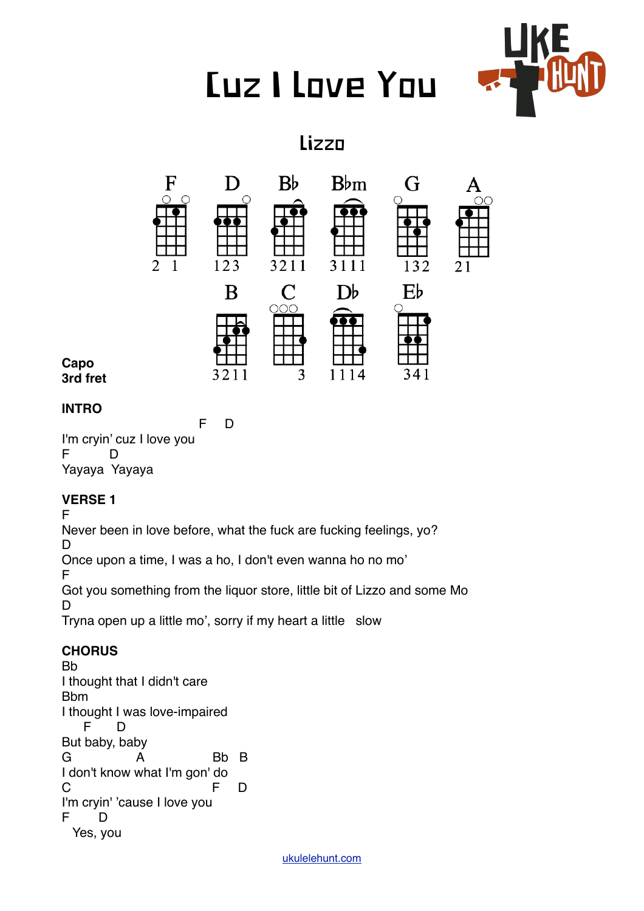# Cuz I Love You

## Lizzo

F D B♭ B♭m G A

2 1 | 123 | 3211 | 3111 | 132 | 21

B C D♭ E♭

3211 | 3 | 1114 | 341

**Capo**
**3rd fret**

**INTRO**

```
                              F    D
I'm cryin' cuz I love you
F         D
Yayaya  Yayaya
```

**VERSE 1**

```
F
Never been in love before, what the fuck are fucking feelings, yo?
D
Once upon a time, I was a ho, I don't even wanna ho no mo'
F
Got you something from the liquor store, little bit of Lizzo and some Mo
D
Tryna open up a little mo', sorry if my heart a little   slow
```

**CHORUS**

```
Bb
I thought that I didn't care
Bbm
I thought I was love-impaired
     F      D
But baby, baby
G              A             Bb   B
I don't know what I'm gon' do
C                              F     D
I'm cryin' 'cause I love you
F       D
  Yes, you
```

ukulelehunt.com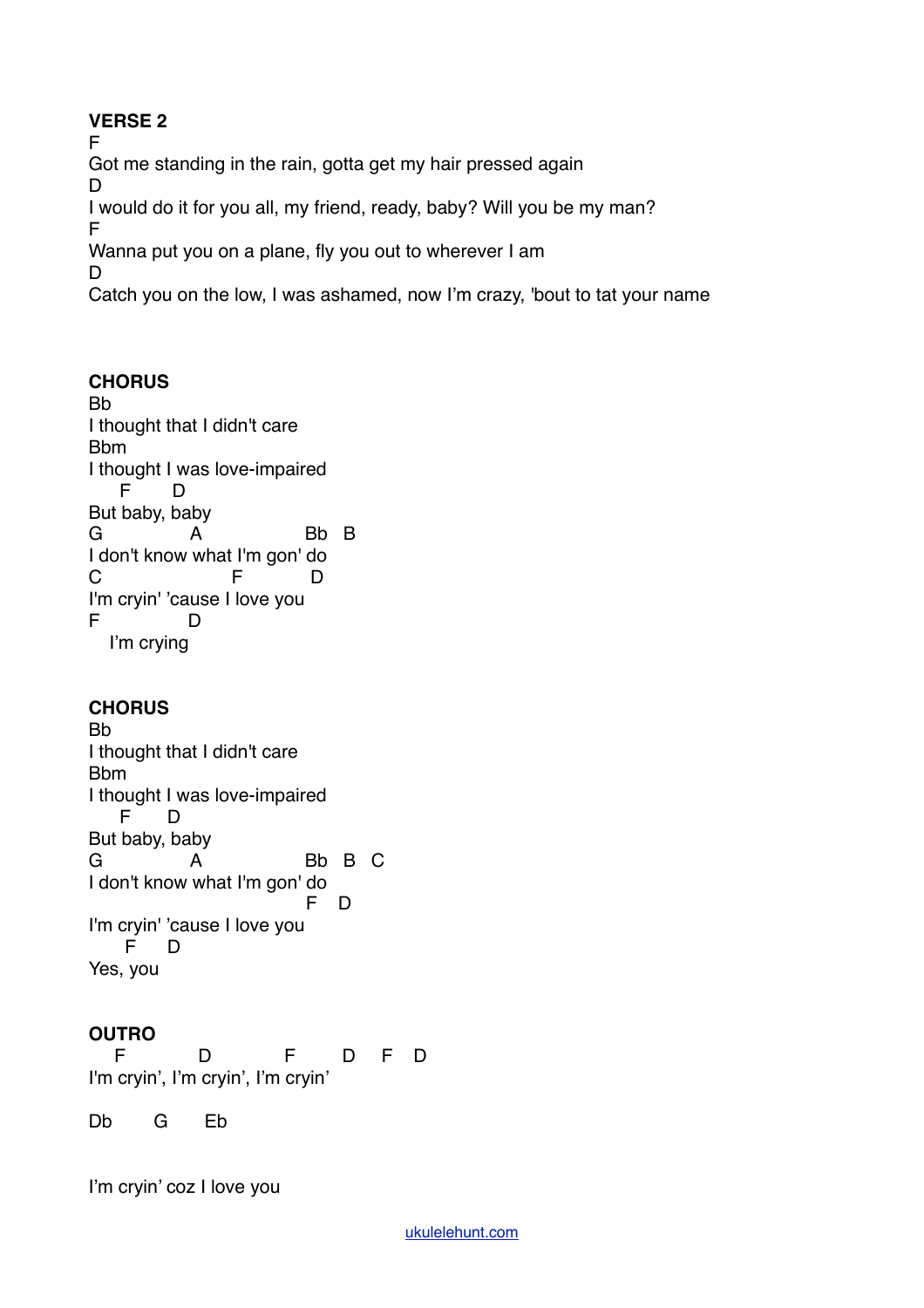**VERSE 2**

```
F
Got me standing in the rain, gotta get my hair pressed again
D
I would do it for you all, my friend, ready, baby? Will you be my man?
F
Wanna put you on a plane, fly you out to wherever I am
D
Catch you on the low, I was ashamed, now I'm crazy, 'bout to tat your name
```

**CHORUS**

```
Bb
I thought that I didn't care
Bbm
I thought I was love-impaired
     F       D
But baby, baby
G              A                 Bb   B
I don't know what I'm gon' do
C                       F           D
I'm cryin' 'cause I love you
F               D
   I'm crying
```

**CHORUS**

```
Bb
I thought that I didn't care
Bbm
I thought I was love-impaired
     F      D
But baby, baby
G              A                 Bb   B   C
I don't know what I'm gon' do
                                  F    D
I'm cryin' 'cause I love you
      F      D
Yes, you
```

**OUTRO**

```
    F           D           F        D    F    D
I'm cryin', I'm cryin', I'm cryin'

Db       G       Eb


I'm cryin' coz I love you
```

ukulelehunt.com